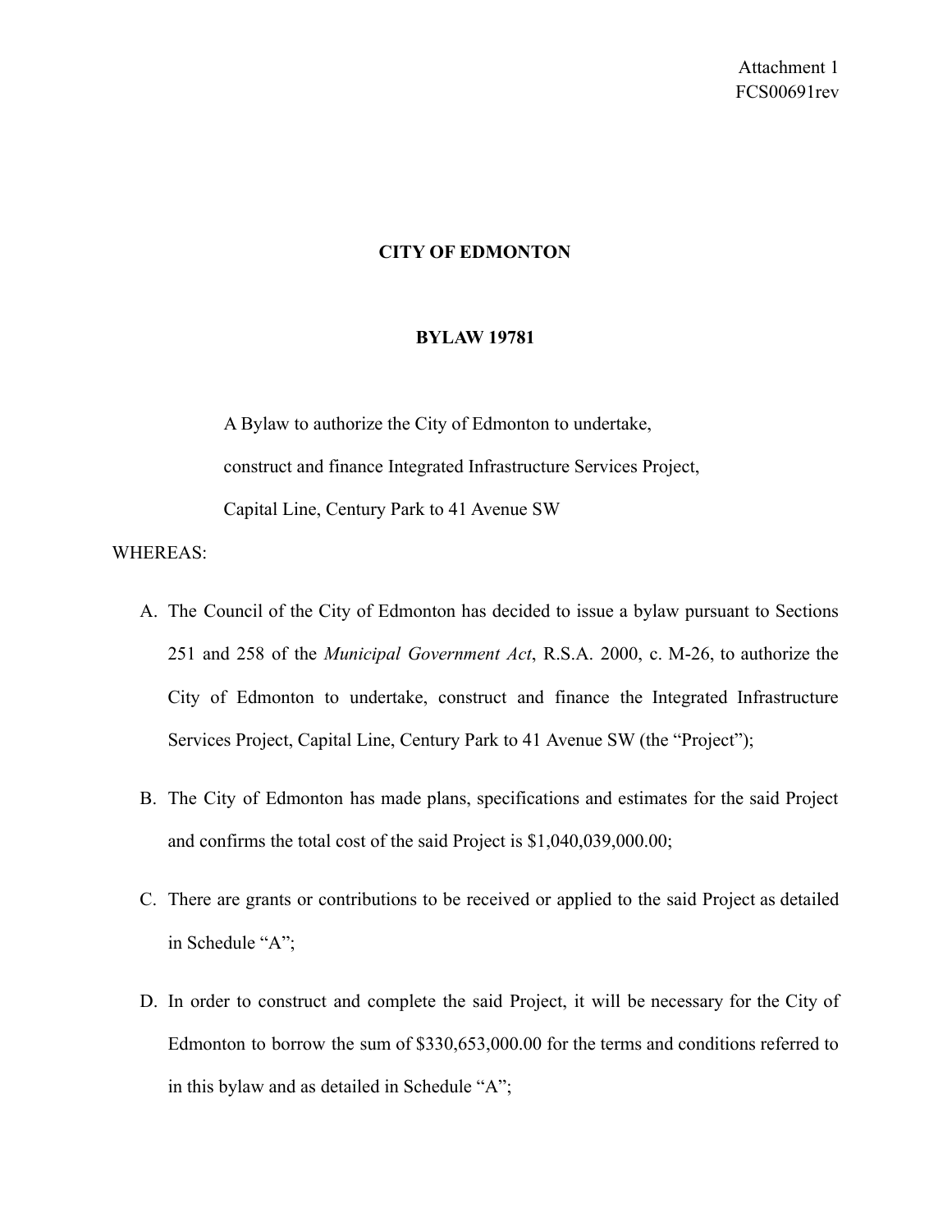Attachment 1
FCS00691rev

# CITY OF EDMONTON

## BYLAW 19781

A Bylaw to authorize the City of Edmonton to undertake, construct and finance Integrated Infrastructure Services Project, Capital Line, Century Park to 41 Avenue SW

WHEREAS:

A. The Council of the City of Edmonton has decided to issue a bylaw pursuant to Sections 251 and 258 of the *Municipal Government Act*, R.S.A. 2000, c. M-26, to authorize the City of Edmonton to undertake, construct and finance the Integrated Infrastructure Services Project, Capital Line, Century Park to 41 Avenue SW (the "Project");

B. The City of Edmonton has made plans, specifications and estimates for the said Project and confirms the total cost of the said Project is $1,040,039,000.00;

C. There are grants or contributions to be received or applied to the said Project as detailed in Schedule "A";

D. In order to construct and complete the said Project, it will be necessary for the City of Edmonton to borrow the sum of $330,653,000.00 for the terms and conditions referred to in this bylaw and as detailed in Schedule "A";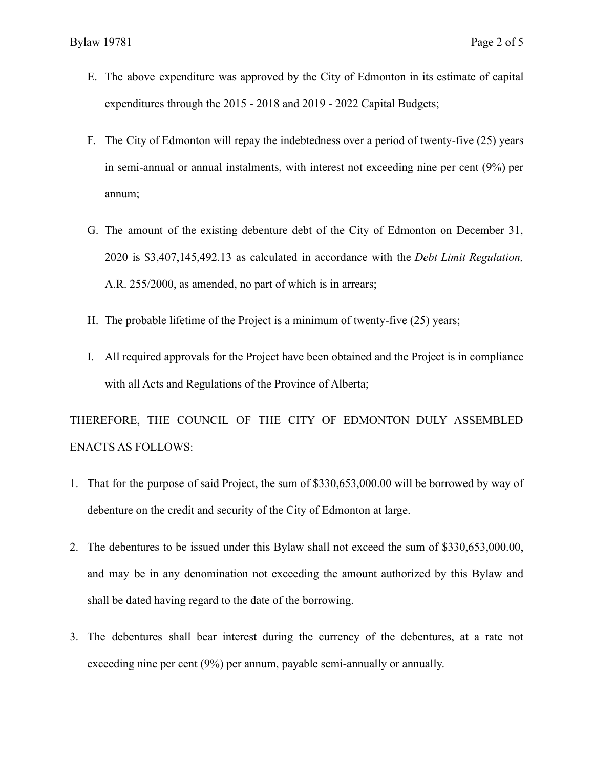E. The above expenditure was approved by the City of Edmonton in its estimate of capital expenditures through the 2015 - 2018 and 2019 - 2022 Capital Budgets;

F. The City of Edmonton will repay the indebtedness over a period of twenty-five (25) years in semi-annual or annual instalments, with interest not exceeding nine per cent (9%) per annum;

G. The amount of the existing debenture debt of the City of Edmonton on December 31, 2020 is $3,407,145,492.13 as calculated in accordance with the *Debt Limit Regulation,* A.R. 255/2000, as amended, no part of which is in arrears;

H. The probable lifetime of the Project is a minimum of twenty-five (25) years;

I. All required approvals for the Project have been obtained and the Project is in compliance with all Acts and Regulations of the Province of Alberta;

THEREFORE, THE COUNCIL OF THE CITY OF EDMONTON DULY ASSEMBLED ENACTS AS FOLLOWS:

1. That for the purpose of said Project, the sum of $330,653,000.00 will be borrowed by way of debenture on the credit and security of the City of Edmonton at large.

2. The debentures to be issued under this Bylaw shall not exceed the sum of $330,653,000.00, and may be in any denomination not exceeding the amount authorized by this Bylaw and shall be dated having regard to the date of the borrowing.

3. The debentures shall bear interest during the currency of the debentures, at a rate not exceeding nine per cent (9%) per annum, payable semi-annually or annually.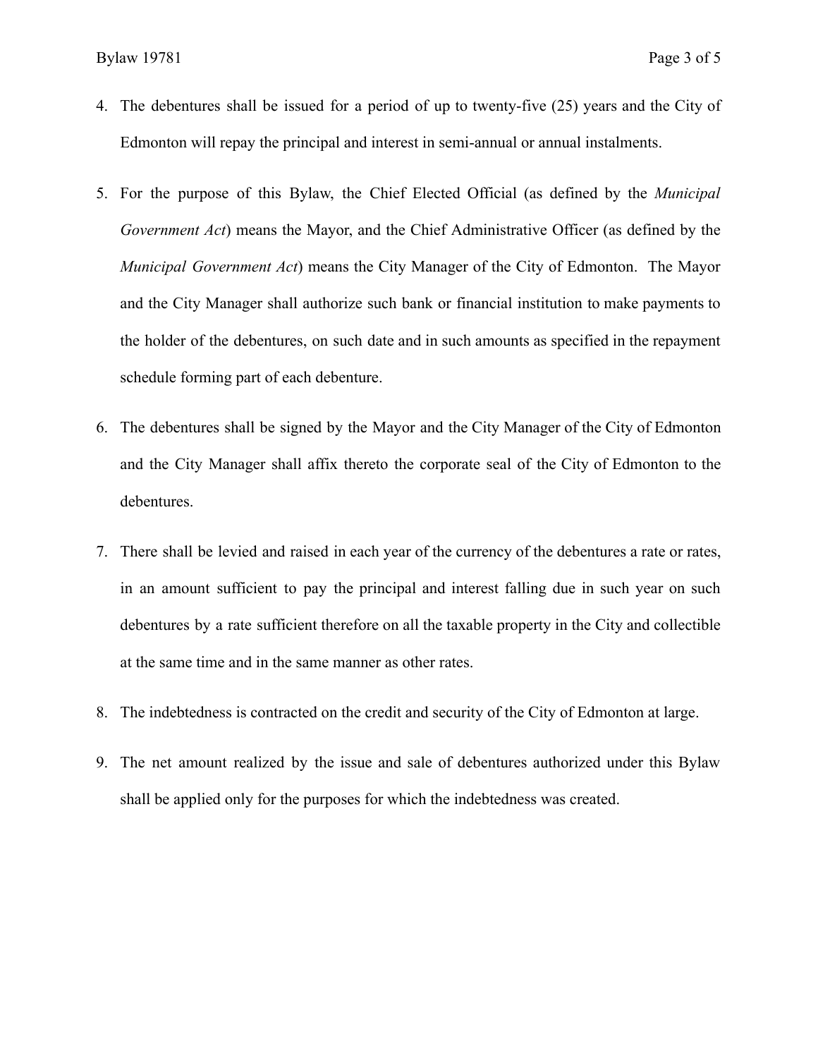4. The debentures shall be issued for a period of up to twenty-five (25) years and the City of Edmonton will repay the principal and interest in semi-annual or annual instalments.

5. For the purpose of this Bylaw, the Chief Elected Official (as defined by the *Municipal Government Act*) means the Mayor, and the Chief Administrative Officer (as defined by the *Municipal Government Act*) means the City Manager of the City of Edmonton. The Mayor and the City Manager shall authorize such bank or financial institution to make payments to the holder of the debentures, on such date and in such amounts as specified in the repayment schedule forming part of each debenture.

6. The debentures shall be signed by the Mayor and the City Manager of the City of Edmonton and the City Manager shall affix thereto the corporate seal of the City of Edmonton to the debentures.

7. There shall be levied and raised in each year of the currency of the debentures a rate or rates, in an amount sufficient to pay the principal and interest falling due in such year on such debentures by a rate sufficient therefore on all the taxable property in the City and collectible at the same time and in the same manner as other rates.

8. The indebtedness is contracted on the credit and security of the City of Edmonton at large.

9. The net amount realized by the issue and sale of debentures authorized under this Bylaw shall be applied only for the purposes for which the indebtedness was created.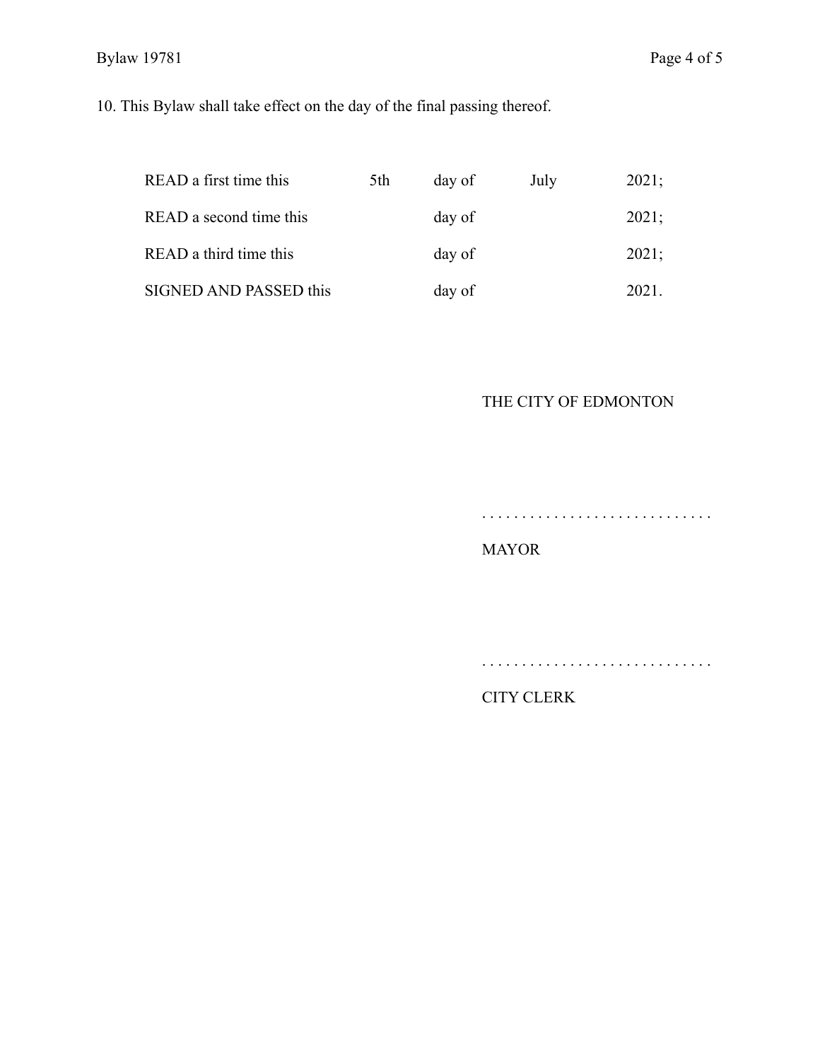10. This Bylaw shall take effect on the day of the final passing thereof.

| | | | | |
|---|---|---|---|---|
| READ a first time this | 5th | day of | July | 2021; |
| READ a second time this | | day of | | 2021; |
| READ a third time this | | day of | | 2021; |
| SIGNED AND PASSED this | | day of | | 2021. |

THE CITY OF EDMONTON

. . . . . . . . . . . . . . . . . . . . . . . . . . . . .

MAYOR

. . . . . . . . . . . . . . . . . . . . . . . . . . . . .

CITY CLERK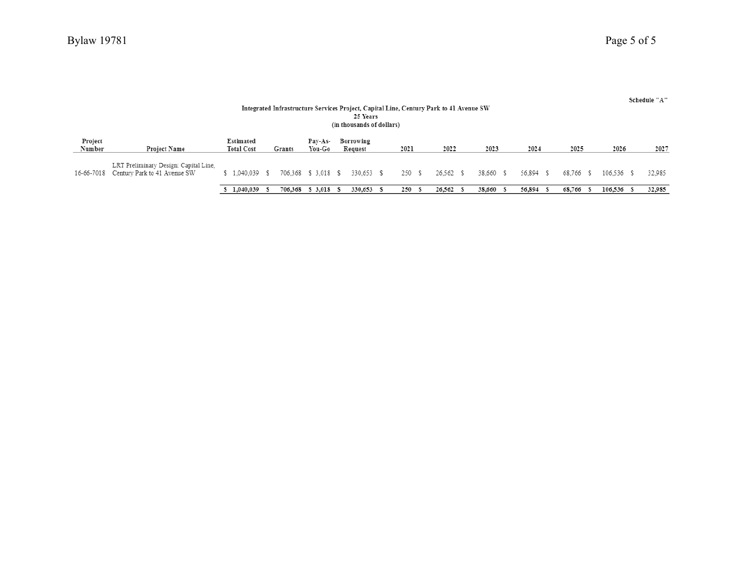Schedule "A"

**Integrated Infrastructure Services Project, Capital Line, Century Park to 41 Avenue SW**
**25 Years**
**(in thousands of dollars)**

| Project Number | Project Name | Estimated Total Cost | Grants | Pay-As-You-Go | Borrowing Request | 2021 | 2022 | 2023 | 2024 | 2025 | 2026 | 2027 |
|---|---|---|---|---|---|---|---|---|---|---|---|---|
| 16-66-7018 | LRT Preliminary Design: Capital Line, Century Park to 41 Avenue SW | $ 1,040,039 | $ 706,368 | $ 3,018 | $ 330,653 | $ 250 | $ 26,562 | $ 38,660 | $ 56,894 | $ 68,766 | $ 106,536 | $ 32,985 |
| | | **$ 1,040,039** | **$ 706,368** | **$ 3,018** | **$ 330,653** | **$ 250** | **$ 26,562** | **$ 38,660** | **$ 56,894** | **$ 68,766** | **$ 106,536** | **$ 32,985** |